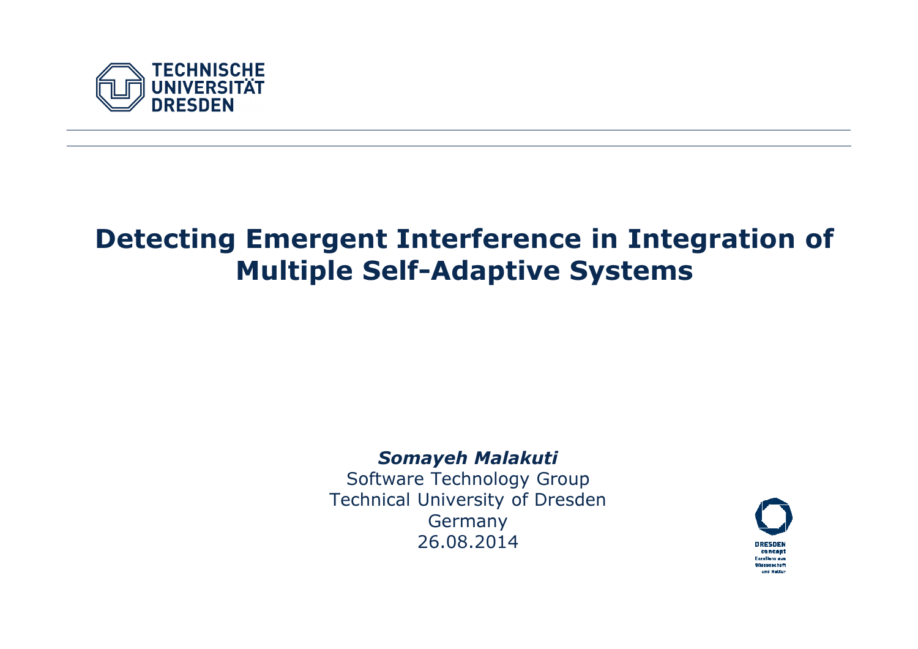TECHNISCHE UNIVERSITÄT DRESDEN

# Detecting Emergent Interference in Integration of Multiple Self-Adaptive Systems

***Somayeh Malakuti***

Software Technology Group

Technical University of Dresden

Germany

26.08.2014

DRESDEN concept

Exzellenz aus Wissenschaft und Kultur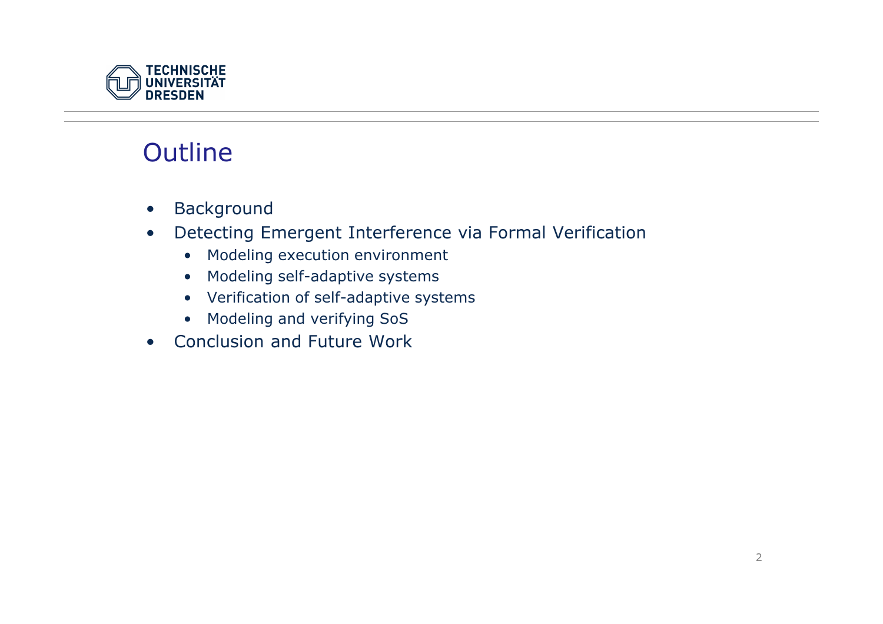# Outline

- Background
- Detecting Emergent Interference via Formal Verification
  - Modeling execution environment
  - Modeling self-adaptive systems
  - Verification of self-adaptive systems
  - Modeling and verifying SoS
- Conclusion and Future Work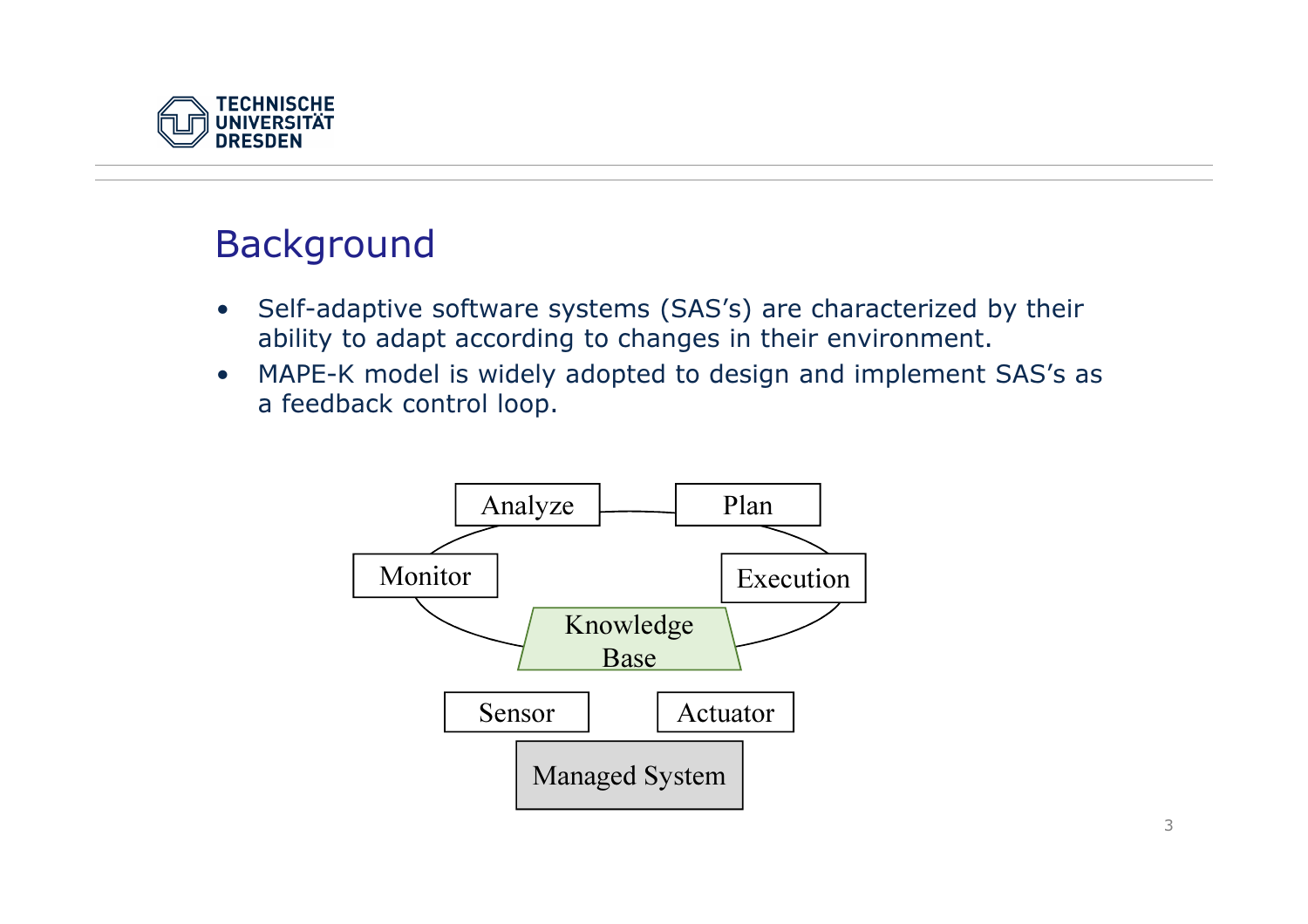# Background

- Self-adaptive software systems (SAS's) are characterized by their ability to adapt according to changes in their environment.
- MAPE-K model is widely adopted to design and implement SAS's as a feedback control loop.

Analyze, Plan, Monitor, Execution, Knowledge Base, Sensor, Actuator, Managed System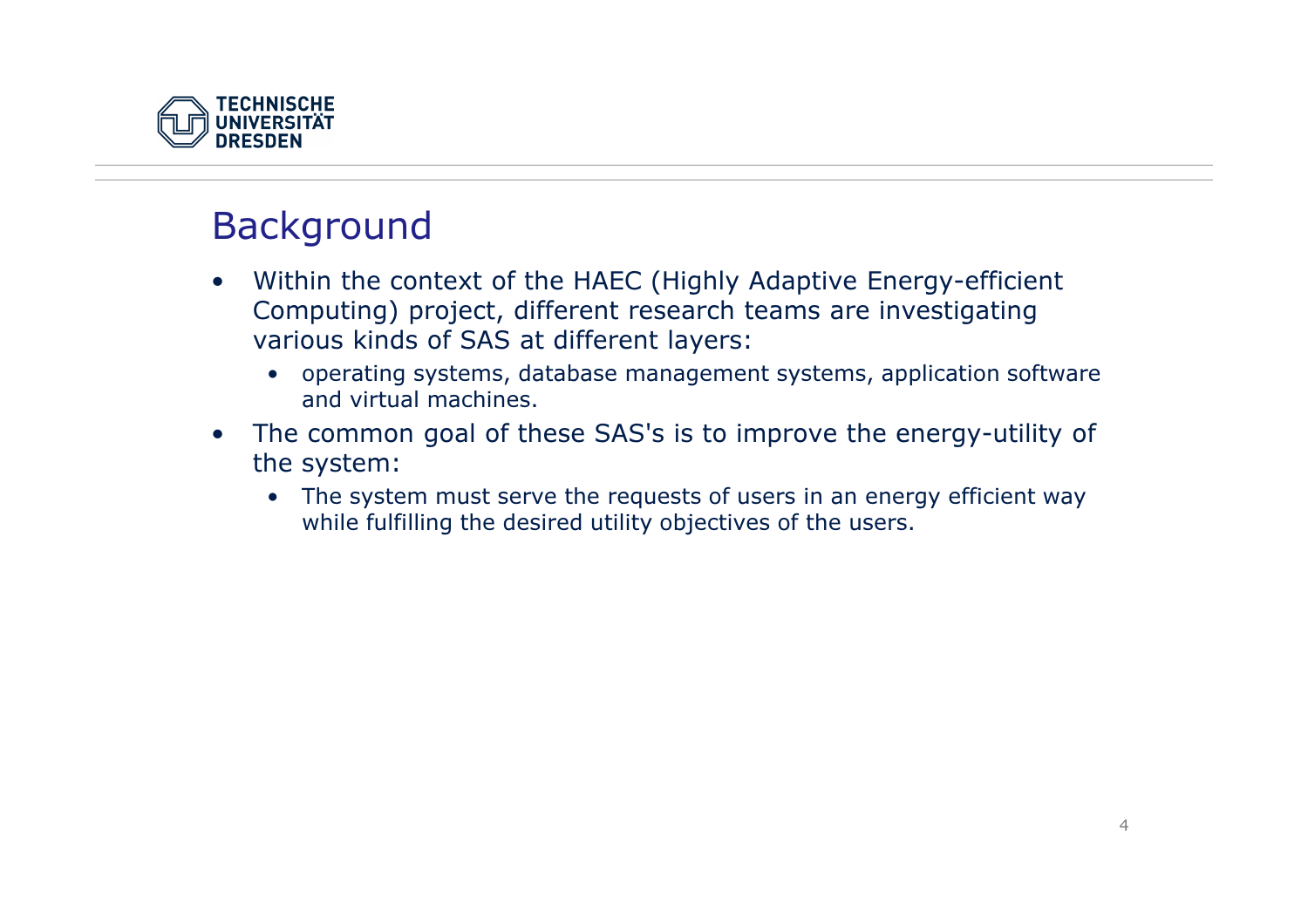## Background

- Within the context of the HAEC (Highly Adaptive Energy-efficient Computing) project, different research teams are investigating various kinds of SAS at different layers:
  - operating systems, database management systems, application software and virtual machines.
- The common goal of these SAS's is to improve the energy-utility of the system:
  - The system must serve the requests of users in an energy efficient way while fulfilling the desired utility objectives of the users.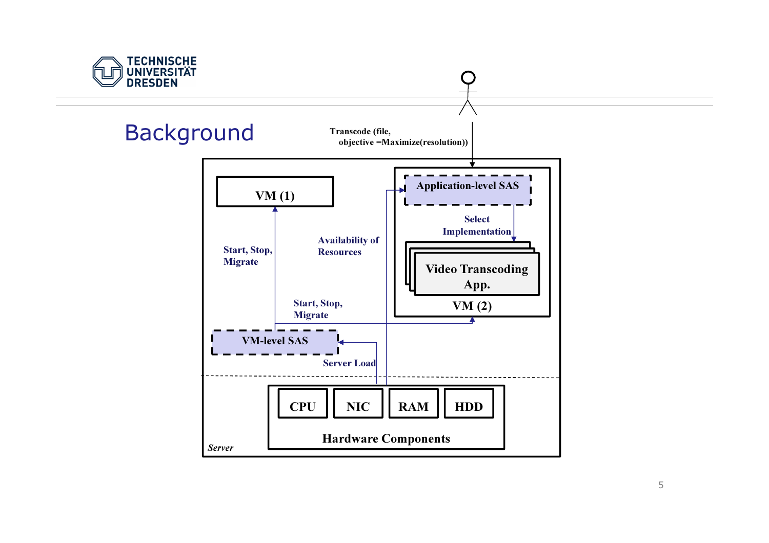# Background

Transcode (file,
objective =Maximize(resolution))

Application-level SAS

Select Implementation

Video Transcoding App.

VM (2)

VM (1)

Start, Stop, Migrate

Availability of Resources

Start, Stop, Migrate

VM-level SAS

Server Load

CPU | NIC | RAM | HDD

Hardware Components

*Server*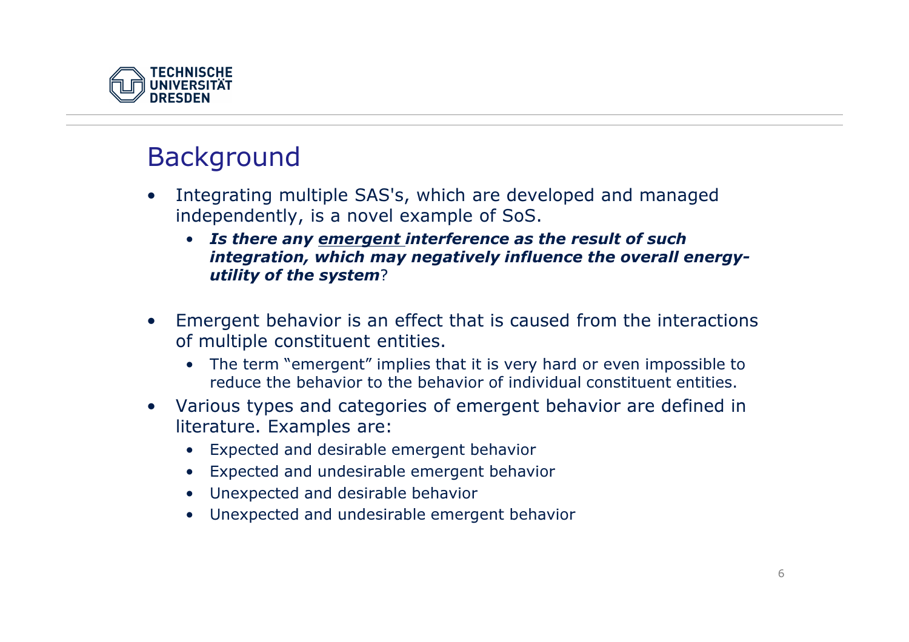# Background

- Integrating multiple SAS's, which are developed and managed independently, is a novel example of SoS.
  - ***Is there any <u>emergent</u> interference as the result of such integration, which may negatively influence the overall energy-utility of the system***?

- Emergent behavior is an effect that is caused from the interactions of multiple constituent entities.
  - The term "emergent" implies that it is very hard or even impossible to reduce the behavior to the behavior of individual constituent entities.
- Various types and categories of emergent behavior are defined in literature. Examples are:
  - Expected and desirable emergent behavior
  - Expected and undesirable emergent behavior
  - Unexpected and desirable behavior
  - Unexpected and undesirable emergent behavior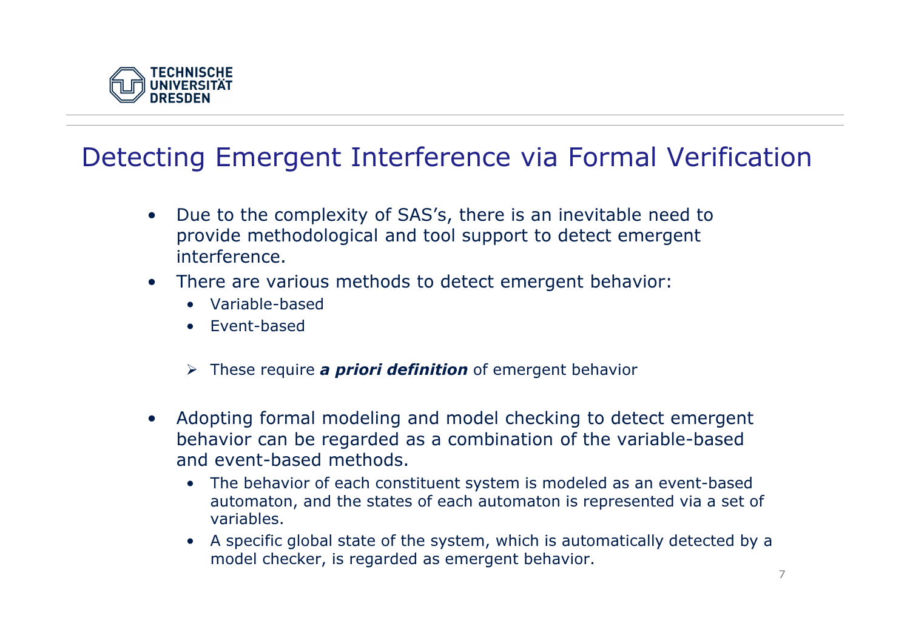# Detecting Emergent Interference via Formal Verification

- Due to the complexity of SAS's, there is an inevitable need to provide methodological and tool support to detect emergent interference.
- There are various methods to detect emergent behavior:
  - Variable-based
  - Event-based

  ➢ These require ***a priori definition*** of emergent behavior

- Adopting formal modeling and model checking to detect emergent behavior can be regarded as a combination of the variable-based and event-based methods.
  - The behavior of each constituent system is modeled as an event-based automaton, and the states of each automaton is represented via a set of variables.
  - A specific global state of the system, which is automatically detected by a model checker, is regarded as emergent behavior.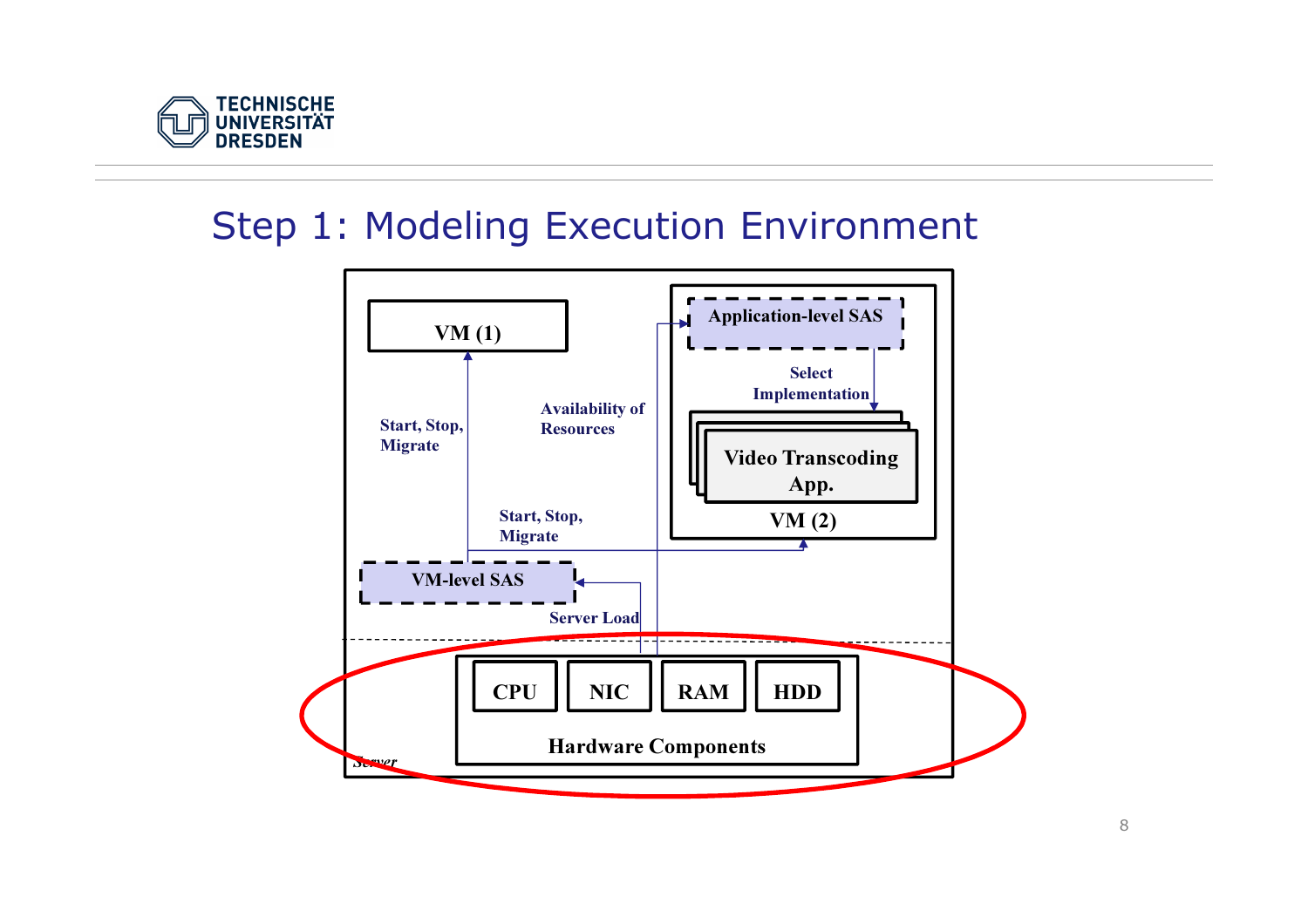# Step 1: Modeling Execution Environment

VM (1)

Application-level SAS

Select Implementation

Video Transcoding App.

VM (2)

Start, Stop, Migrate

Availability of Resources

Start, Stop, Migrate

VM-level SAS

Server Load

CPU NIC RAM HDD

Hardware Components

Server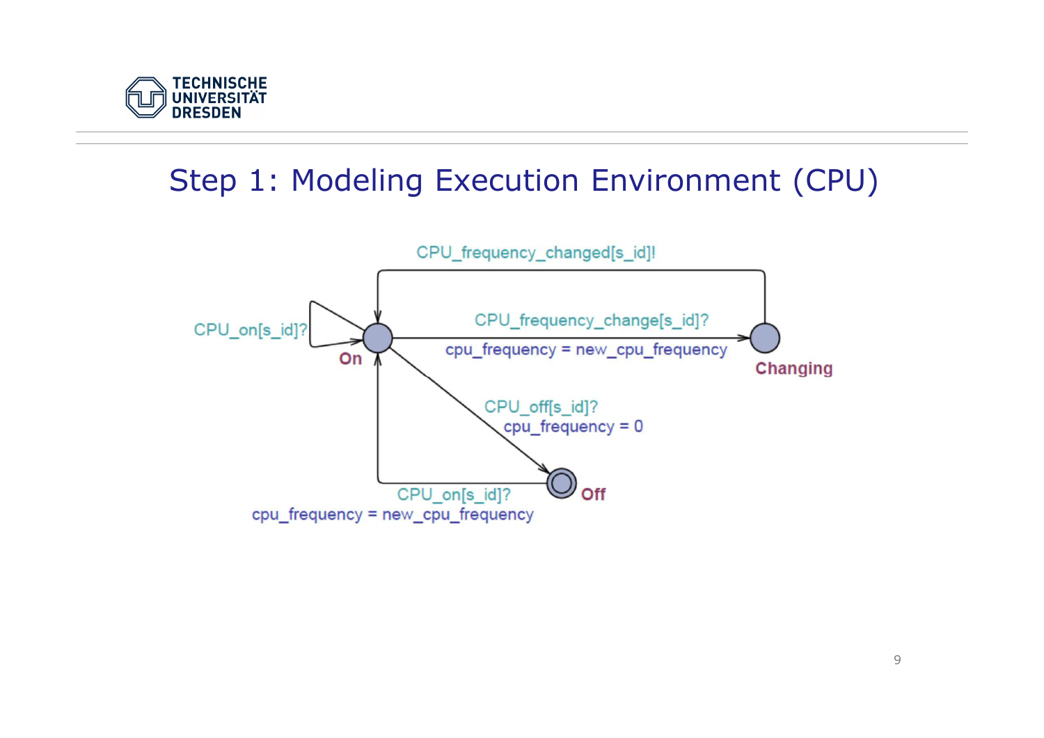# Step 1: Modeling Execution Environment (CPU)

CPU_frequency_changed[s_id]!

CPU_on[s_id]?

On

CPU_frequency_change[s_id]?

cpu_frequency = new_cpu_frequency

Changing

CPU_off[s_id]?

cpu_frequency = 0

Off

CPU_on[s_id]?

cpu_frequency = new_cpu_frequency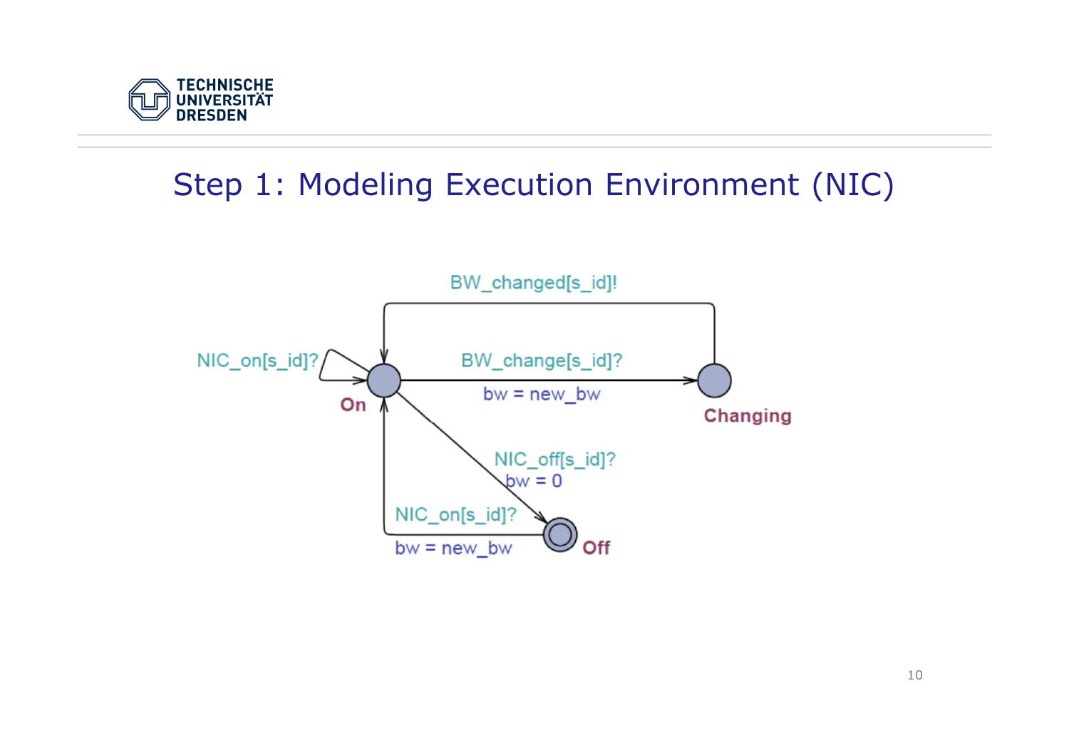## Step 1: Modeling Execution Environment (NIC)

BW_changed[s_id]!

NIC_on[s_id]?

BW_change[s_id]?

bw = new_bw

On

Changing

NIC_off[s_id]?

bw = 0

NIC_on[s_id]?

bw = new_bw

Off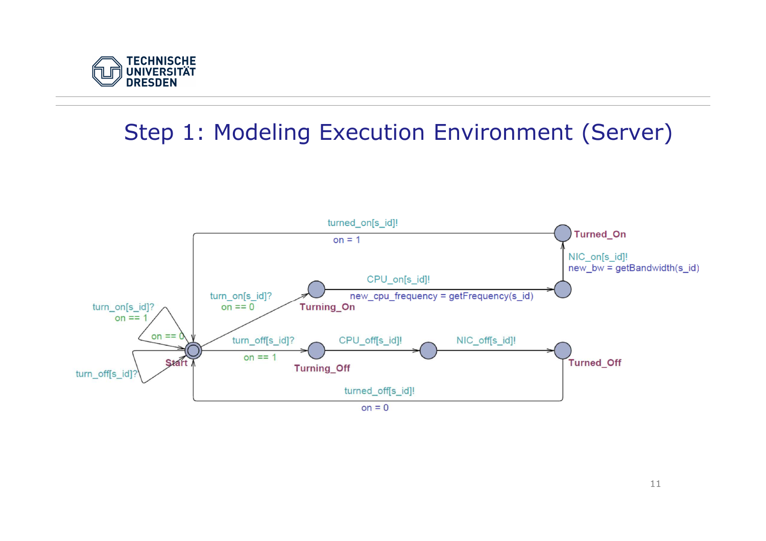# Step 1: Modeling Execution Environment (Server)

turned_on[s_id]!
on = 1

Turned_On

NIC_on[s_id]!
new_bw = getBandwidth(s_id)

CPU_on[s_id]!
new_cpu_frequency = getFrequency(s_id)

turn_on[s_id]?
on == 0

Turning_On

turn_on[s_id]?
on == 1

on == 0

turn_off[s_id]?
on == 1

CPU_off[s_id]!

NIC_off[s_id]!

Start

Turning_Off

Turned_Off

turn_off[s_id]?

turned_off[s_id]!
on = 0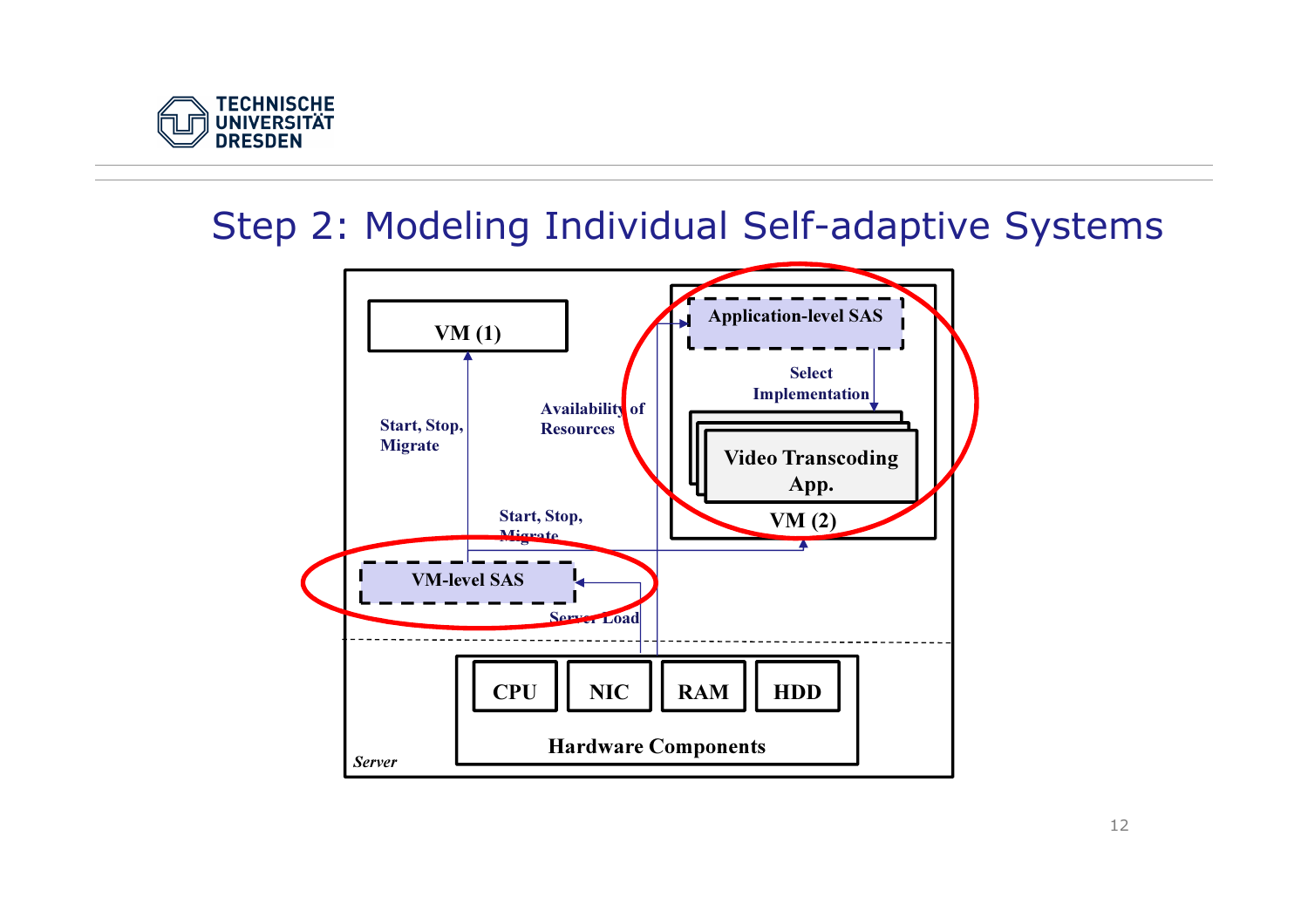# Step 2: Modeling Individual Self-adaptive Systems

VM (1)

Start, Stop, Migrate

Availability of Resources

Application-level SAS

Select Implementation

Video Transcoding App.

VM (2)

Start, Stop, Migrate

VM-level SAS

Server Load

CPU | NIC | RAM | HDD

Hardware Components

*Server*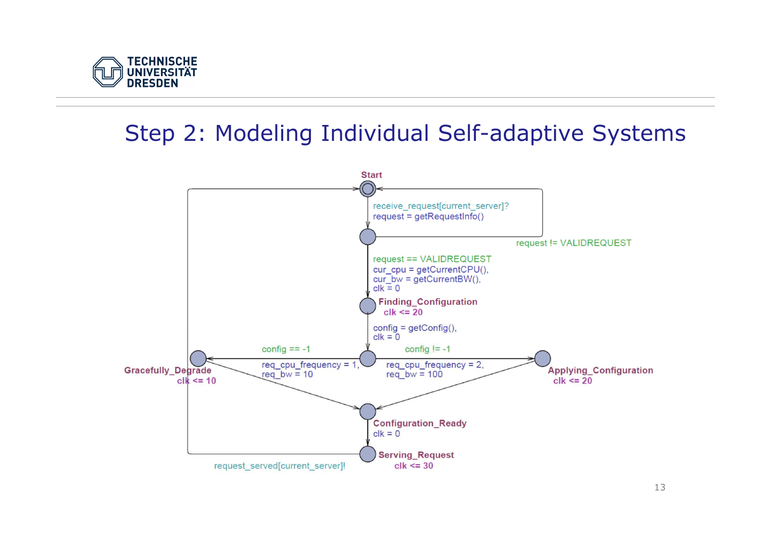# Step 2: Modeling Individual Self-adaptive Systems

Start

receive_request[current_server]?
request = getRequestInfo()

request != VALIDREQUEST

request == VALIDREQUEST
cur_cpu = getCurrentCPU(),
cur_bw = getCurrentBW(),
clk = 0

Finding_Configuration
clk <= 20

config = getConfig(),
clk = 0

config == -1

req_cpu_frequency = 1,
req_bw = 10

config != -1

req_cpu_frequency = 2,
req_bw = 100

Gracefully_Degrade
clk <= 10

Applying_Configuration
clk <= 20

Configuration_Ready
clk = 0

Serving_Request
clk <= 30

request_served[current_server]!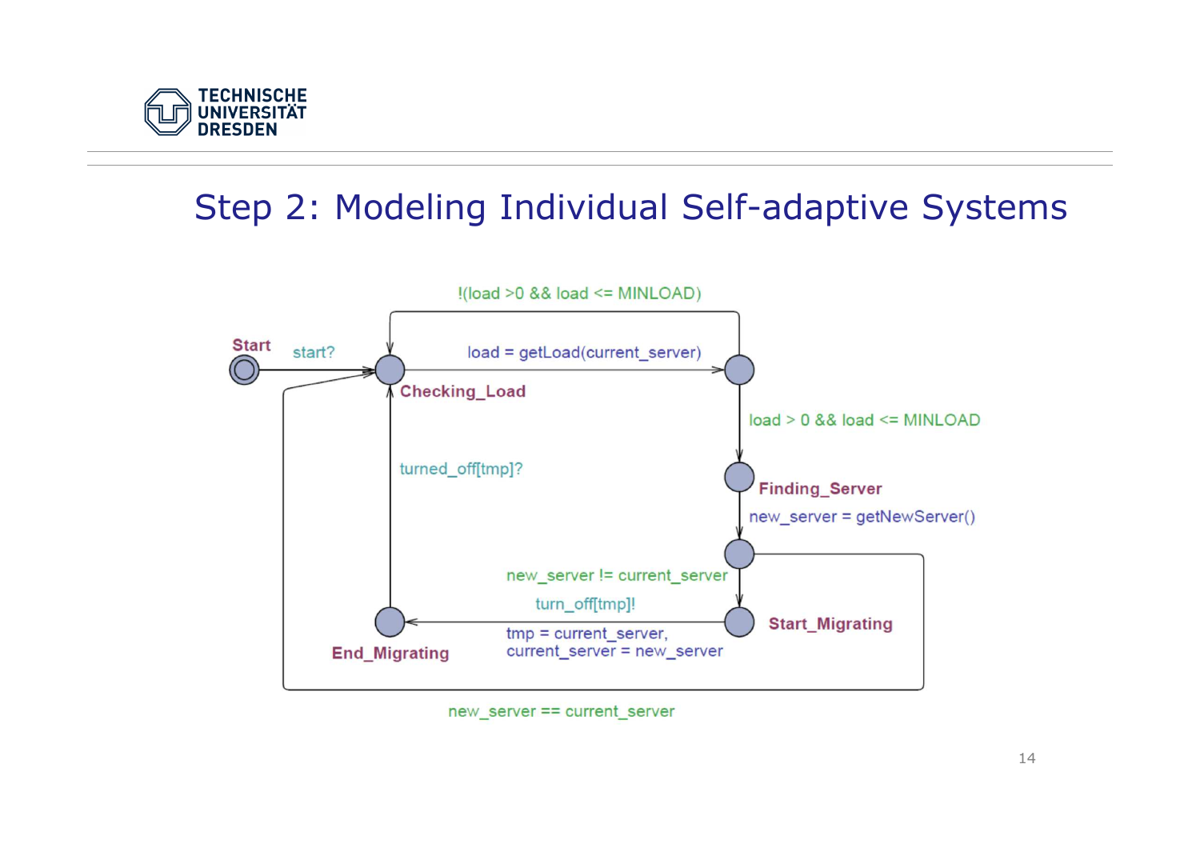# Step 2: Modeling Individual Self-adaptive Systems

Start

start?

Checking_Load

load = getLoad(current_server)

!(load >0 && load <= MINLOAD)

load > 0 && load <= MINLOAD

Finding_Server

new_server = getNewServer()

new_server != current_server

turn_off[tmp]!

Start_Migrating

tmp = current_server,
current_server = new_server

End_Migrating

turned_off[tmp]?

new_server == current_server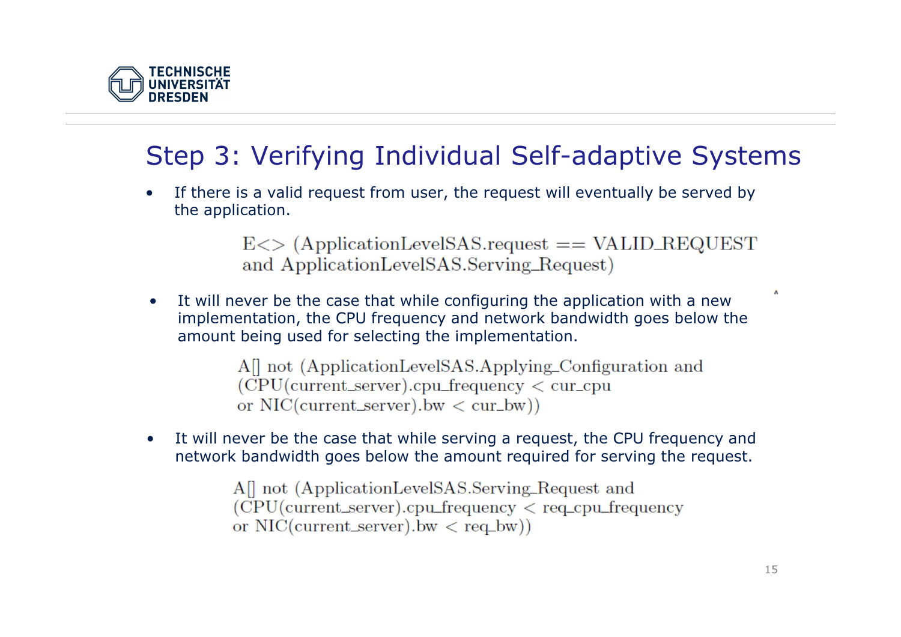# Step 3: Verifying Individual Self-adaptive Systems

- If there is a valid request from user, the request will eventually be served by the application.

```
E<> (ApplicationLevelSAS.request == VALID_REQUEST
and ApplicationLevelSAS.Serving_Request)
```

- It will never be the case that while configuring the application with a new implementation, the CPU frequency and network bandwidth goes below the amount being used for selecting the implementation.

```
A[] not (ApplicationLevelSAS.Applying_Configuration and
(CPU(current_server).cpu_frequency < cur_cpu
or NIC(current_server).bw < cur_bw))
```

- It will never be the case that while serving a request, the CPU frequency and network bandwidth goes below the amount required for serving the request.

```
A[] not (ApplicationLevelSAS.Serving_Request and
(CPU(current_server).cpu_frequency < req_cpu_frequency
or NIC(current_server).bw < req_bw))
```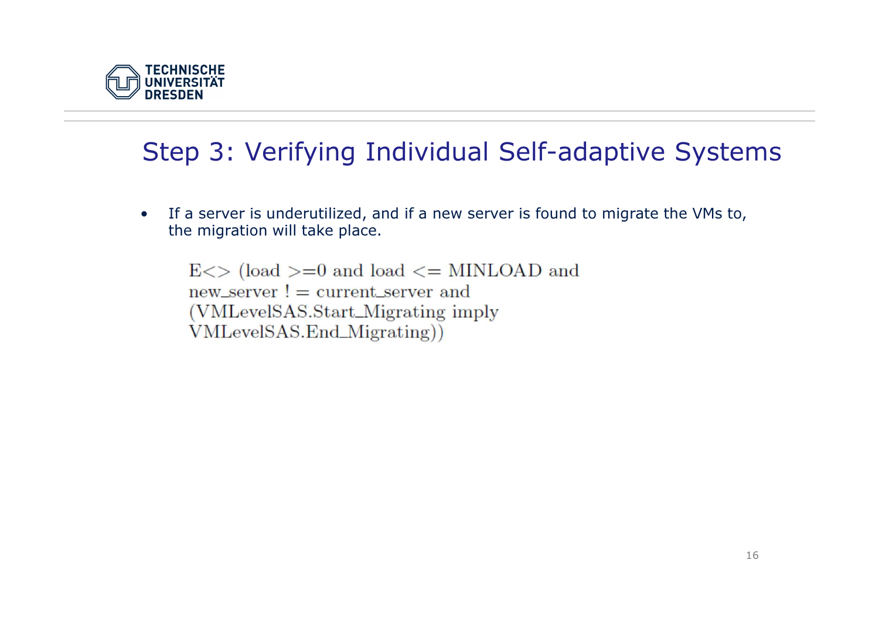# Step 3: Verifying Individual Self-adaptive Systems

- If a server is underutilized, and if a new server is found to migrate the VMs to, the migration will take place.

```
E<> (load >=0 and load <= MINLOAD and
new_server != current_server and
(VMLevelSAS.Start_Migrating imply
VMLevelSAS.End_Migrating))
```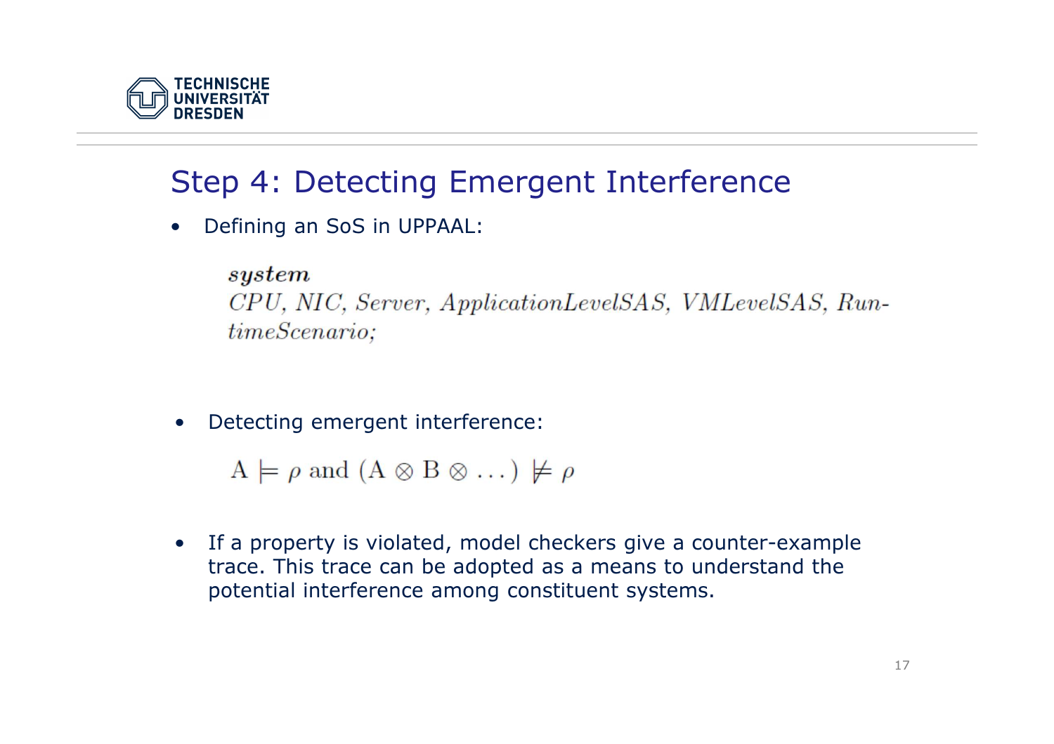## Step 4: Detecting Emergent Interference

- Defining an SoS in UPPAAL:

  *system*
  *CPU, NIC, Server, ApplicationLevelSAS, VMLevelSAS, RuntimeScenario;*

- Detecting emergent interference:

  $$\mathrm{A} \models \rho \text{ and } (\mathrm{A} \otimes \mathrm{B} \otimes \ldots) \not\models \rho$$

- If a property is violated, model checkers give a counter-example trace. This trace can be adopted as a means to understand the potential interference among constituent systems.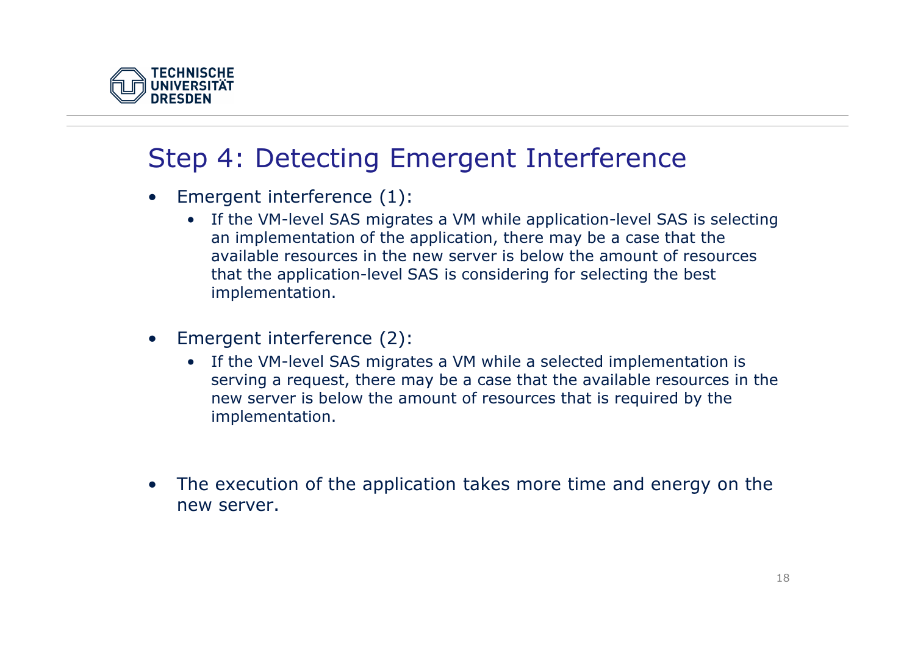# Step 4: Detecting Emergent Interference

- Emergent interference (1):
  - If the VM-level SAS migrates a VM while application-level SAS is selecting an implementation of the application, there may be a case that the available resources in the new server is below the amount of resources that the application-level SAS is considering for selecting the best implementation.
- Emergent interference (2):
  - If the VM-level SAS migrates a VM while a selected implementation is serving a request, there may be a case that the available resources in the new server is below the amount of resources that is required by the implementation.
- The execution of the application takes more time and energy on the new server.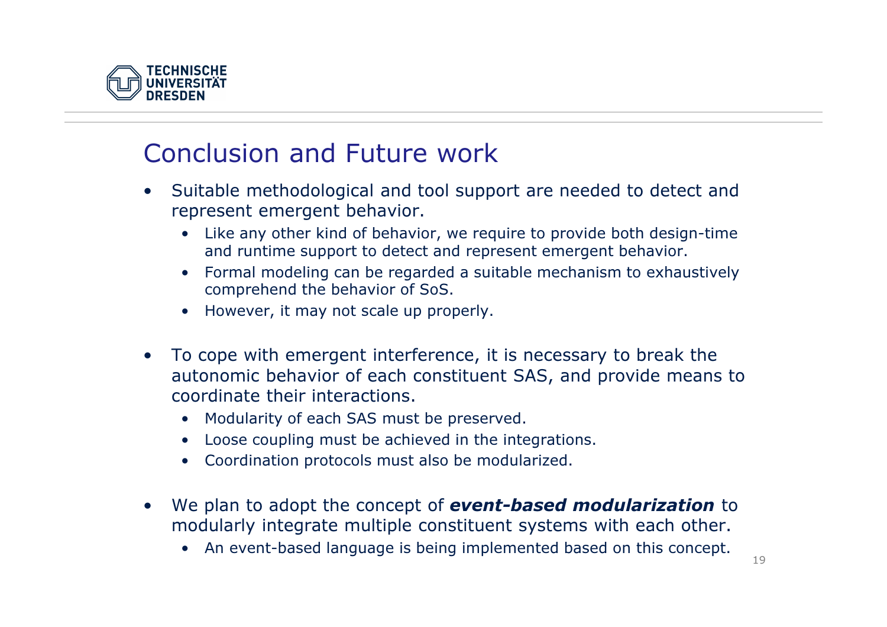# Conclusion and Future work

- Suitable methodological and tool support are needed to detect and represent emergent behavior.
  - Like any other kind of behavior, we require to provide both design-time and runtime support to detect and represent emergent behavior.
  - Formal modeling can be regarded a suitable mechanism to exhaustively comprehend the behavior of SoS.
  - However, it may not scale up properly.
- To cope with emergent interference, it is necessary to break the autonomic behavior of each constituent SAS, and provide means to coordinate their interactions.
  - Modularity of each SAS must be preserved.
  - Loose coupling must be achieved in the integrations.
  - Coordination protocols must also be modularized.
- We plan to adopt the concept of ***event-based modularization*** to modularly integrate multiple constituent systems with each other.
  - An event-based language is being implemented based on this concept.